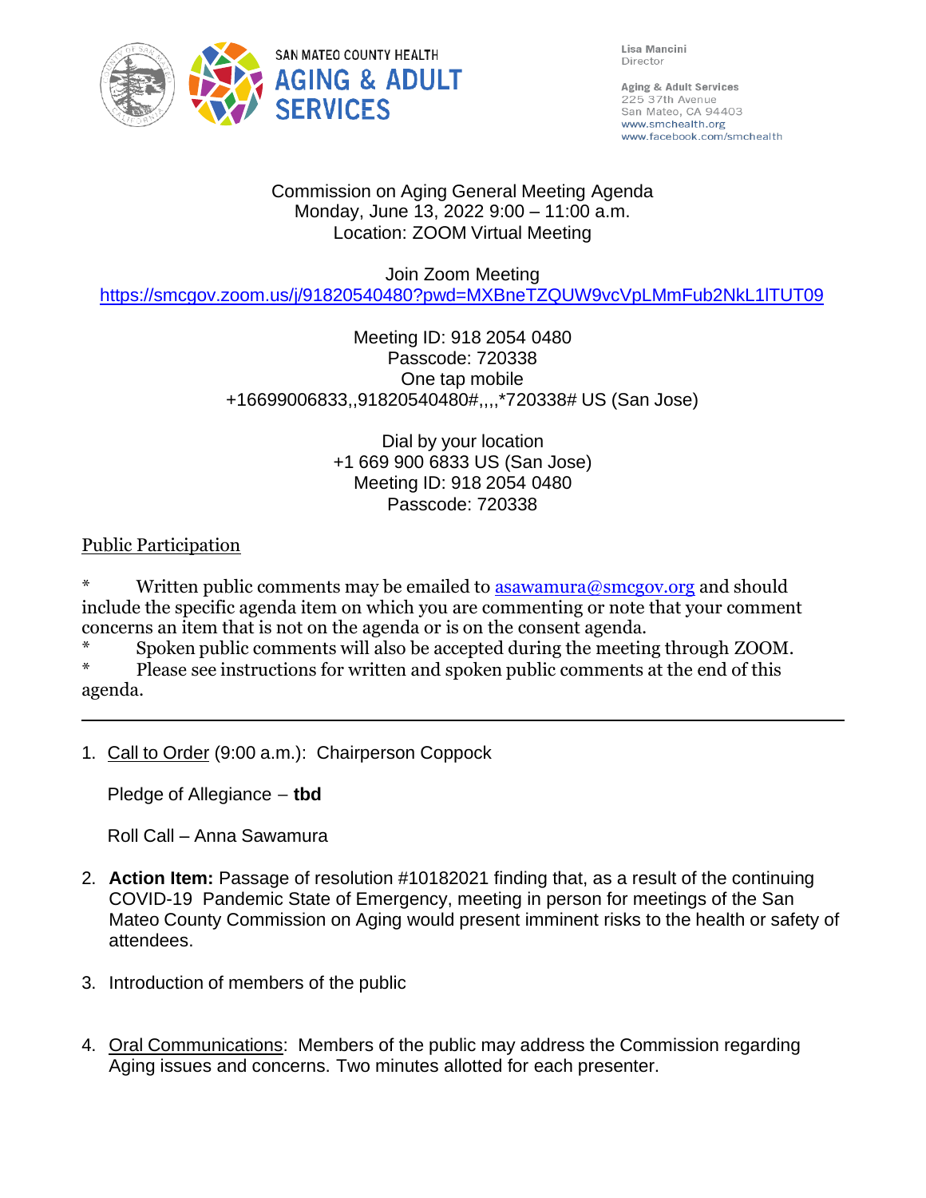SAN MATEO COUNTY HEALTH
**AGING & ADULT SERVICES**

Lisa Mancini
Director

Aging & Adult Services
225 37th Avenue
San Mateo, CA 94403
www.smchealth.org
www.facebook.com/smchealth

Commission on Aging General Meeting Agenda
Monday, June 13, 2022 9:00 – 11:00 a.m.
Location: ZOOM Virtual Meeting

Join Zoom Meeting
https://smcgov.zoom.us/j/91820540480?pwd=MXBneTZQUW9vcVpLMmFub2NkL1lTUT09

Meeting ID: 918 2054 0480
Passcode: 720338
One tap mobile
+16699006833,,91820540480#,,,,*720338# US (San Jose)

Dial by your location
+1 669 900 6833 US (San Jose)
Meeting ID: 918 2054 0480
Passcode: 720338

Public Participation

* Written public comments may be emailed to asawamura@smcgov.org and should include the specific agenda item on which you are commenting or note that your comment concerns an item that is not on the agenda or is on the consent agenda.
* Spoken public comments will also be accepted during the meeting through ZOOM.
* Please see instructions for written and spoken public comments at the end of this agenda.

---

1. Call to Order (9:00 a.m.): Chairperson Coppock

   Pledge of Allegiance – **tbd**

   Roll Call – Anna Sawamura

2. **Action Item:** Passage of resolution #10182021 finding that, as a result of the continuing COVID-19 Pandemic State of Emergency, meeting in person for meetings of the San Mateo County Commission on Aging would present imminent risks to the health or safety of attendees.

3. Introduction of members of the public

4. Oral Communications: Members of the public may address the Commission regarding Aging issues and concerns. Two minutes allotted for each presenter.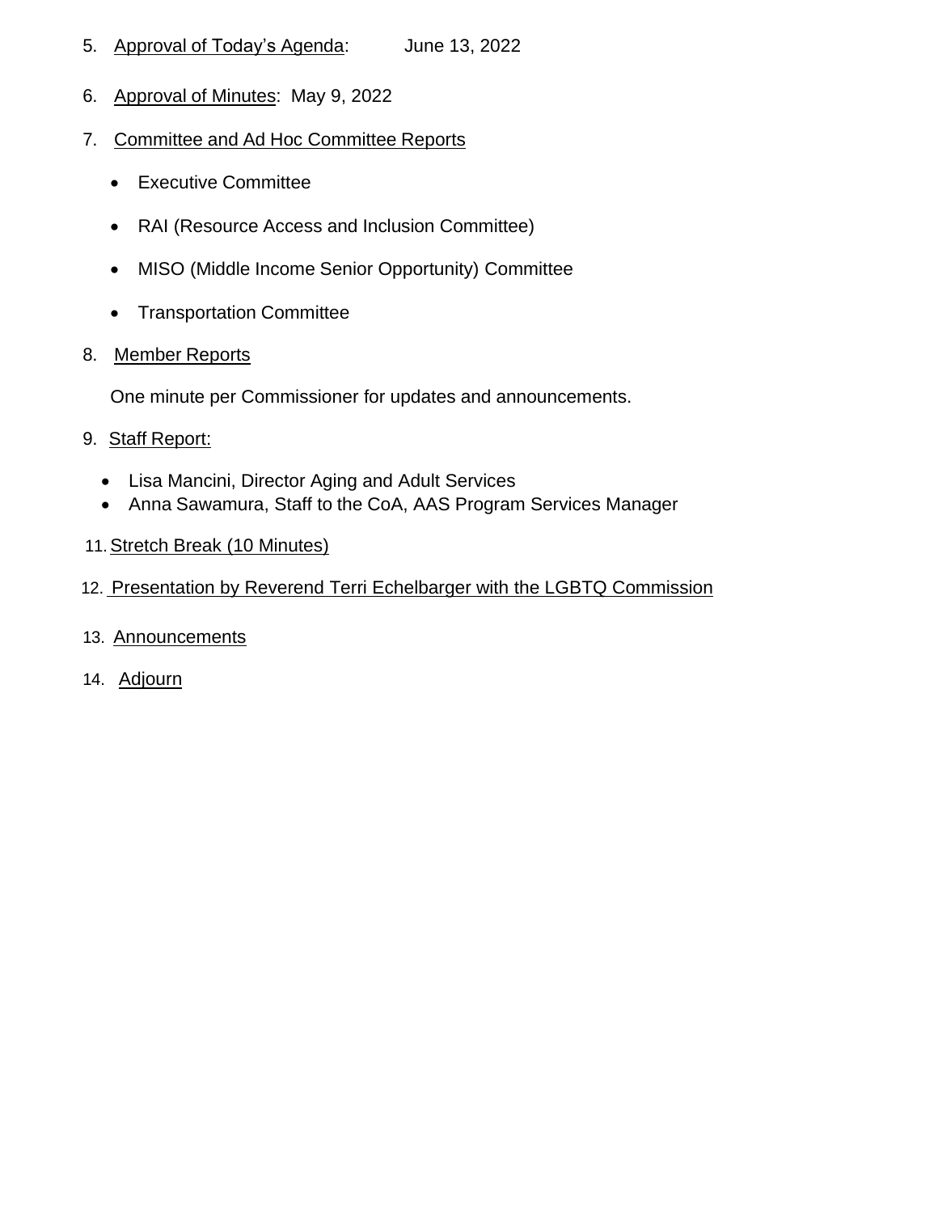5. Approval of Today's Agenda: June 13, 2022

6. Approval of Minutes: May 9, 2022

7. Committee and Ad Hoc Committee Reports

   - Executive Committee
   - RAI (Resource Access and Inclusion Committee)
   - MISO (Middle Income Senior Opportunity) Committee
   - Transportation Committee

8. Member Reports

   One minute per Commissioner for updates and announcements.

9. Staff Report:

   - Lisa Mancini, Director Aging and Adult Services
   - Anna Sawamura, Staff to the CoA, AAS Program Services Manager

11. Stretch Break (10 Minutes)

12. Presentation by Reverend Terri Echelbarger with the LGBTQ Commission

13. Announcements

14. Adjourn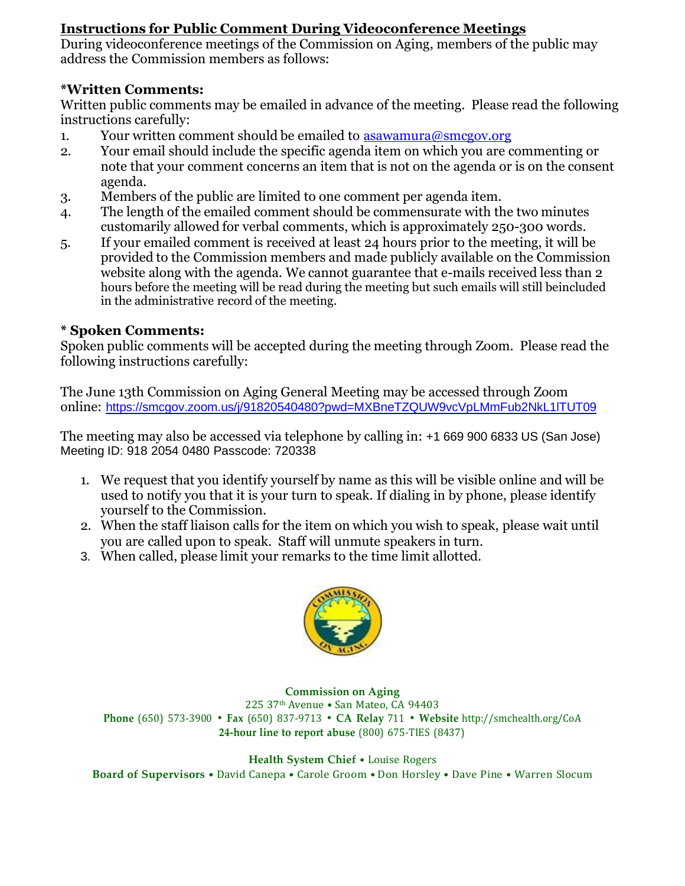## Instructions for Public Comment During Videoconference Meetings

During videoconference meetings of the Commission on Aging, members of the public may address the Commission members as follows:

### *Written Comments:

Written public comments may be emailed in advance of the meeting. Please read the following instructions carefully:

1. Your written comment should be emailed to asawamura@smcgov.org
2. Your email should include the specific agenda item on which you are commenting or note that your comment concerns an item that is not on the agenda or is on the consent agenda.
3. Members of the public are limited to one comment per agenda item.
4. The length of the emailed comment should be commensurate with the two minutes customarily allowed for verbal comments, which is approximately 250-300 words.
5. If your emailed comment is received at least 24 hours prior to the meeting, it will be provided to the Commission members and made publicly available on the Commission website along with the agenda. We cannot guarantee that e-mails received less than 2 hours before the meeting will be read during the meeting but such emails will still beincluded in the administrative record of the meeting.

### * Spoken Comments:

Spoken public comments will be accepted during the meeting through Zoom. Please read the following instructions carefully:

The June 13th Commission on Aging General Meeting may be accessed through Zoom online: https://smcgov.zoom.us/j/91820540480?pwd=MXBneTZQUW9vcVpLMmFub2NkL1lTUT09

The meeting may also be accessed via telephone by calling in: +1 669 900 6833 US (San Jose) Meeting ID: 918 2054 0480 Passcode: 720338

1. We request that you identify yourself by name as this will be visible online and will be used to notify you that it is your turn to speak. If dialing in by phone, please identify yourself to the Commission.
2. When the staff liaison calls for the item on which you wish to speak, please wait until you are called upon to speak. Staff will unmute speakers in turn.
3. When called, please limit your remarks to the time limit allotted.

**Commission on Aging**
225 37th Avenue • San Mateo, CA 94403
**Phone** (650) 573-3900 • **Fax** (650) 837-9713 • **CA Relay** 711 • **Website** http://smchealth.org/CoA
**24-hour line to report abuse** (800) 675-TIES (8437)

**Health System Chief** • Louise Rogers
**Board of Supervisors** • David Canepa • Carole Groom • Don Horsley • Dave Pine • Warren Slocum